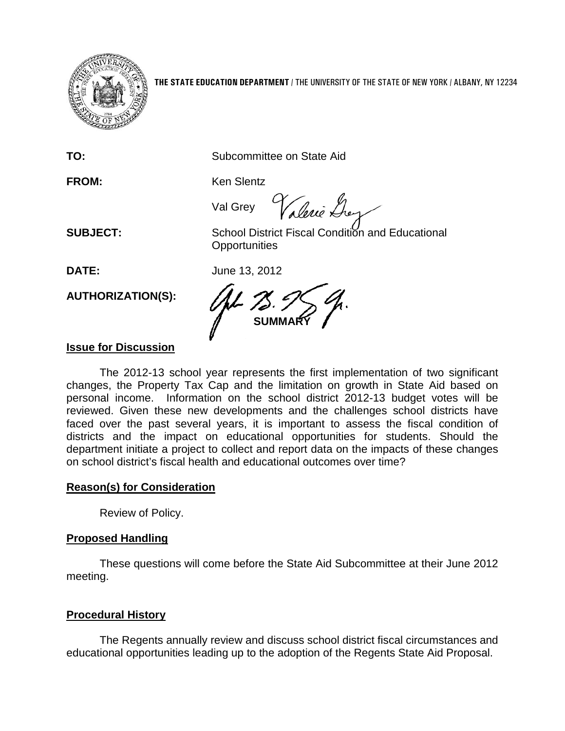**THE STATE EDUCATION DEPARTMENT** / THE UNIVERSITY OF THE STATE OF NEW YORK / ALBANY, NY 12234

**TO:** Subcommittee on State Aid

**FROM:** Ken Slentz

Val Grey

**SUBJECT:** School District Fiscal Condition and Educational Opportunities

**DATE:** June 13, 2012

**AUTHORIZATION(S):**

**SUMMARY**

## Issue for Discussion

The 2012-13 school year represents the first implementation of two significant changes, the Property Tax Cap and the limitation on growth in State Aid based on personal income. Information on the school district 2012-13 budget votes will be reviewed. Given these new developments and the challenges school districts have faced over the past several years, it is important to assess the fiscal condition of districts and the impact on educational opportunities for students. Should the department initiate a project to collect and report data on the impacts of these changes on school district's fiscal health and educational outcomes over time?

## Reason(s) for Consideration

Review of Policy.

## Proposed Handling

These questions will come before the State Aid Subcommittee at their June 2012 meeting.

## Procedural History

The Regents annually review and discuss school district fiscal circumstances and educational opportunities leading up to the adoption of the Regents State Aid Proposal.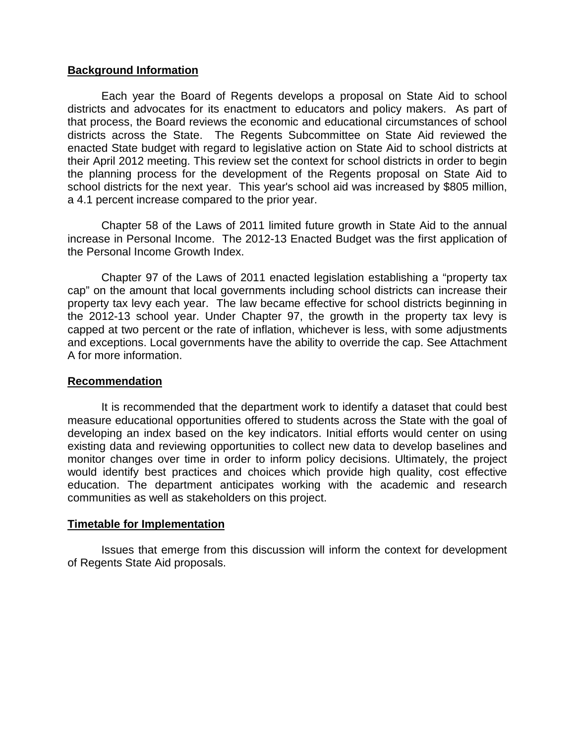## Background Information

Each year the Board of Regents develops a proposal on State Aid to school districts and advocates for its enactment to educators and policy makers. As part of that process, the Board reviews the economic and educational circumstances of school districts across the State. The Regents Subcommittee on State Aid reviewed the enacted State budget with regard to legislative action on State Aid to school districts at their April 2012 meeting. This review set the context for school districts in order to begin the planning process for the development of the Regents proposal on State Aid to school districts for the next year. This year's school aid was increased by $805 million, a 4.1 percent increase compared to the prior year.

Chapter 58 of the Laws of 2011 limited future growth in State Aid to the annual increase in Personal Income. The 2012-13 Enacted Budget was the first application of the Personal Income Growth Index.

Chapter 97 of the Laws of 2011 enacted legislation establishing a "property tax cap" on the amount that local governments including school districts can increase their property tax levy each year. The law became effective for school districts beginning in the 2012-13 school year. Under Chapter 97, the growth in the property tax levy is capped at two percent or the rate of inflation, whichever is less, with some adjustments and exceptions. Local governments have the ability to override the cap. See Attachment A for more information.

## Recommendation

It is recommended that the department work to identify a dataset that could best measure educational opportunities offered to students across the State with the goal of developing an index based on the key indicators. Initial efforts would center on using existing data and reviewing opportunities to collect new data to develop baselines and monitor changes over time in order to inform policy decisions. Ultimately, the project would identify best practices and choices which provide high quality, cost effective education. The department anticipates working with the academic and research communities as well as stakeholders on this project.

## Timetable for Implementation

Issues that emerge from this discussion will inform the context for development of Regents State Aid proposals.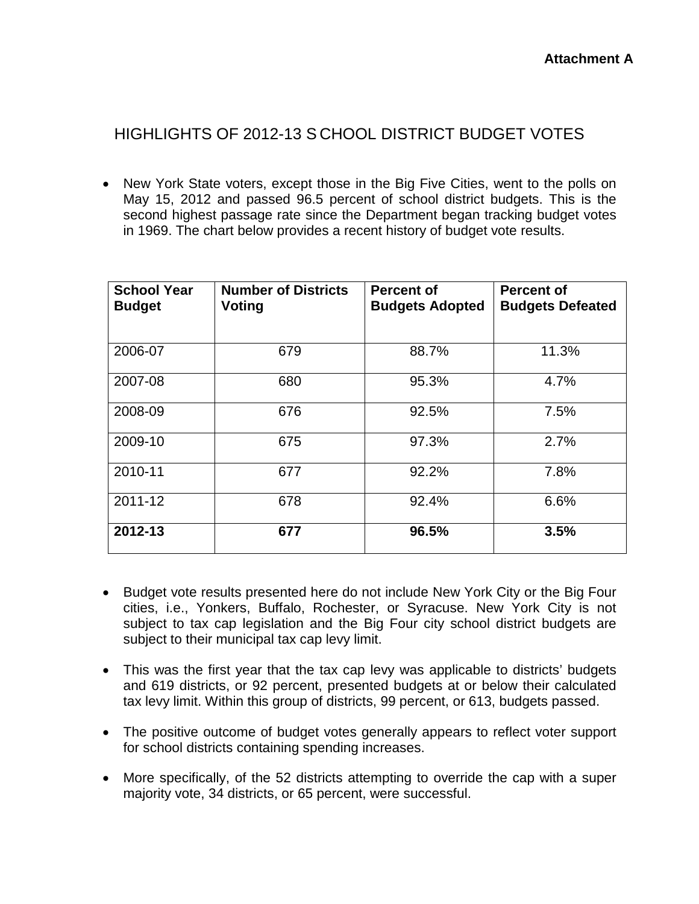**Attachment A**

# HIGHLIGHTS OF 2012-13 S CHOOL DISTRICT BUDGET VOTES

- New York State voters, except those in the Big Five Cities, went to the polls on May 15, 2012 and passed 96.5 percent of school district budgets. This is the second highest passage rate since the Department began tracking budget votes in 1969. The chart below provides a recent history of budget vote results.

| School Year Budget | Number of Districts Voting | Percent of Budgets Adopted | Percent of Budgets Defeated |
|---|---|---|---|
| 2006-07 | 679 | 88.7% | 11.3% |
| 2007-08 | 680 | 95.3% | 4.7% |
| 2008-09 | 676 | 92.5% | 7.5% |
| 2009-10 | 675 | 97.3% | 2.7% |
| 2010-11 | 677 | 92.2% | 7.8% |
| 2011-12 | 678 | 92.4% | 6.6% |
| **2012-13** | **677** | **96.5%** | **3.5%** |

- Budget vote results presented here do not include New York City or the Big Four cities, i.e., Yonkers, Buffalo, Rochester, or Syracuse. New York City is not subject to tax cap legislation and the Big Four city school district budgets are subject to their municipal tax cap levy limit.
- This was the first year that the tax cap levy was applicable to districts' budgets and 619 districts, or 92 percent, presented budgets at or below their calculated tax levy limit. Within this group of districts, 99 percent, or 613, budgets passed.
- The positive outcome of budget votes generally appears to reflect voter support for school districts containing spending increases.
- More specifically, of the 52 districts attempting to override the cap with a super majority vote, 34 districts, or 65 percent, were successful.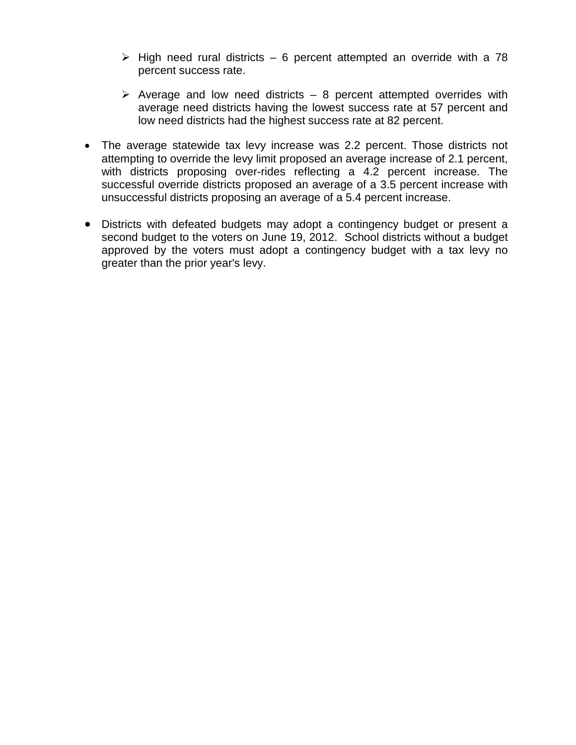- High need rural districts – 6 percent attempted an override with a 78 percent success rate.

  - Average and low need districts – 8 percent attempted overrides with average need districts having the lowest success rate at 57 percent and low need districts had the highest success rate at 82 percent.

- The average statewide tax levy increase was 2.2 percent. Those districts not attempting to override the levy limit proposed an average increase of 2.1 percent, with districts proposing over-rides reflecting a 4.2 percent increase. The successful override districts proposed an average of a 3.5 percent increase with unsuccessful districts proposing an average of a 5.4 percent increase.

- Districts with defeated budgets may adopt a contingency budget or present a second budget to the voters on June 19, 2012. School districts without a budget approved by the voters must adopt a contingency budget with a tax levy no greater than the prior year's levy.